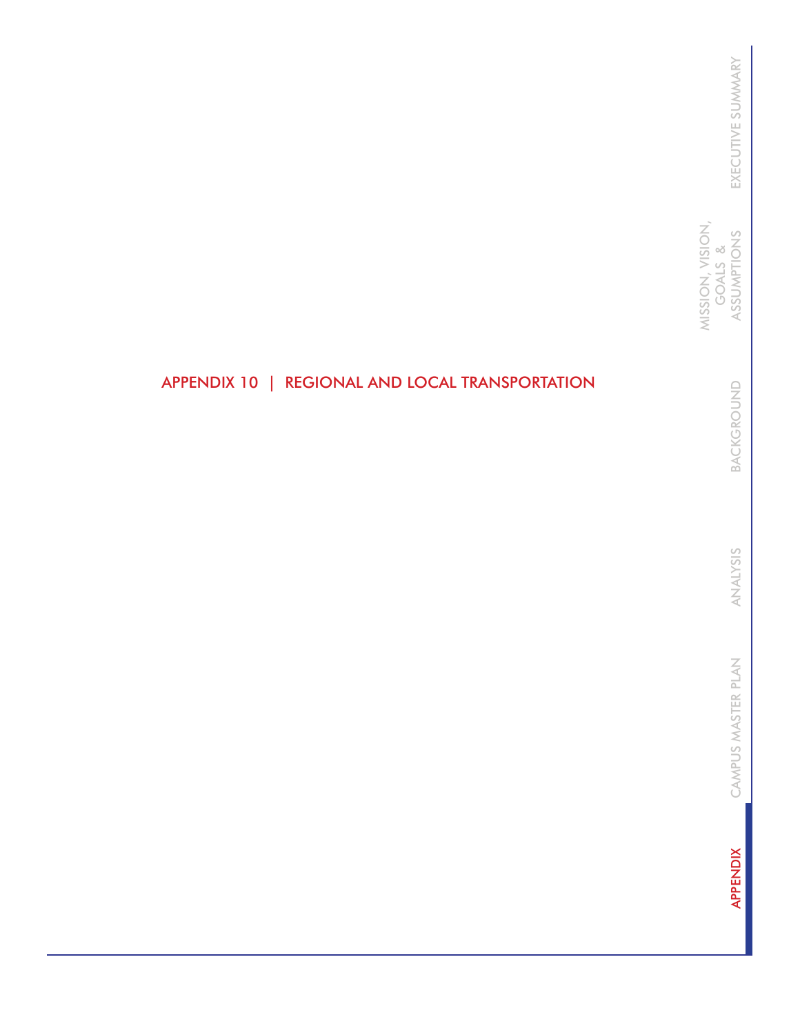# APPENDIX 10 | REGIONAL AND LOCAL TRANSPORTATION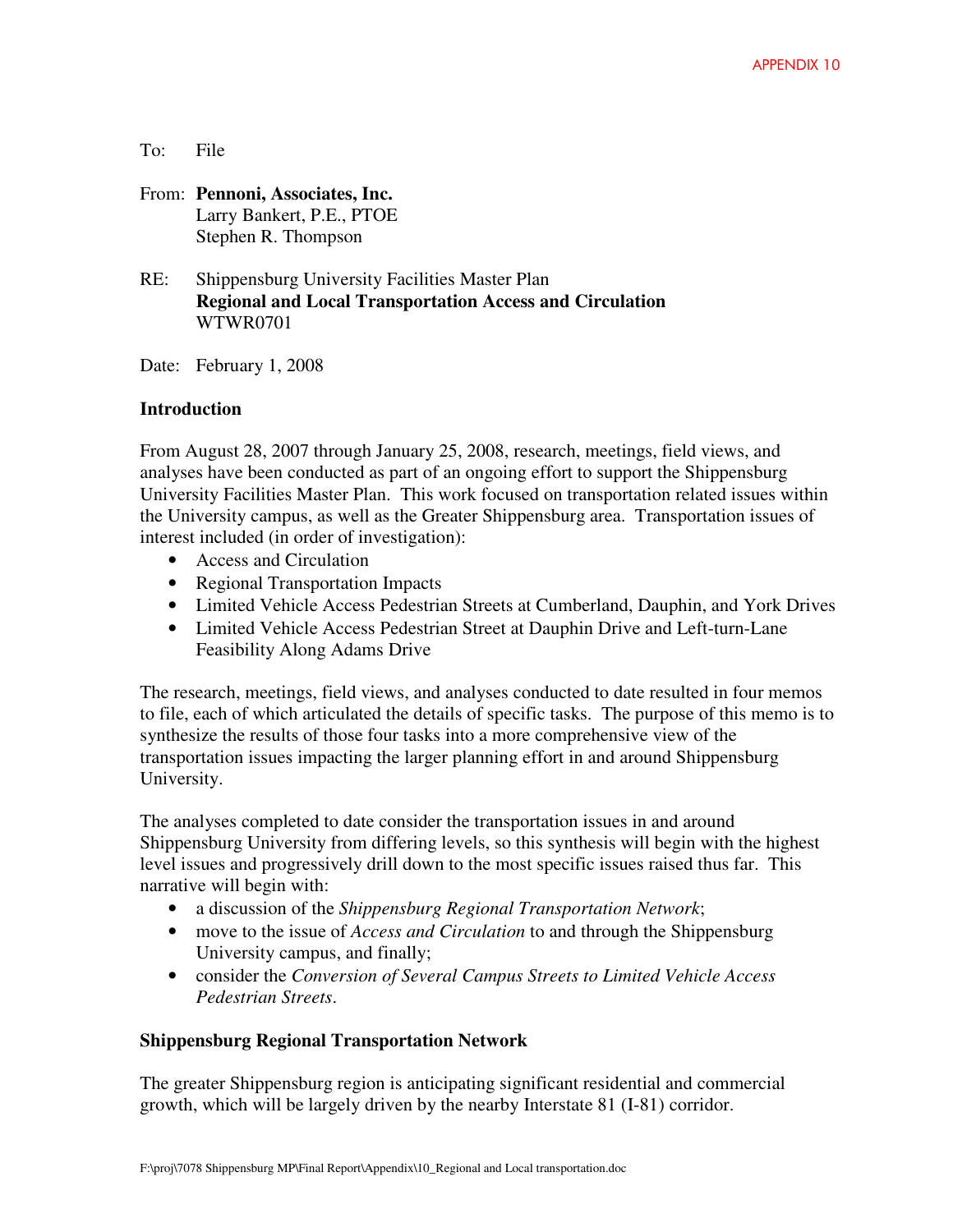APPENDIX 10

To: File

From: **Pennoni, Associates, Inc.**
Larry Bankert, P.E., PTOE
Stephen R. Thompson

RE: Shippensburg University Facilities Master Plan
**Regional and Local Transportation Access and Circulation**
WTWR0701

Date: February 1, 2008

## Introduction

From August 28, 2007 through January 25, 2008, research, meetings, field views, and analyses have been conducted as part of an ongoing effort to support the Shippensburg University Facilities Master Plan. This work focused on transportation related issues within the University campus, as well as the Greater Shippensburg area. Transportation issues of interest included (in order of investigation):

- Access and Circulation
- Regional Transportation Impacts
- Limited Vehicle Access Pedestrian Streets at Cumberland, Dauphin, and York Drives
- Limited Vehicle Access Pedestrian Street at Dauphin Drive and Left-turn-Lane Feasibility Along Adams Drive

The research, meetings, field views, and analyses conducted to date resulted in four memos to file, each of which articulated the details of specific tasks. The purpose of this memo is to synthesize the results of those four tasks into a more comprehensive view of the transportation issues impacting the larger planning effort in and around Shippensburg University.

The analyses completed to date consider the transportation issues in and around Shippensburg University from differing levels, so this synthesis will begin with the highest level issues and progressively drill down to the most specific issues raised thus far. This narrative will begin with:

- a discussion of the *Shippensburg Regional Transportation Network*;
- move to the issue of *Access and Circulation* to and through the Shippensburg University campus, and finally;
- consider the *Conversion of Several Campus Streets to Limited Vehicle Access Pedestrian Streets*.

## Shippensburg Regional Transportation Network

The greater Shippensburg region is anticipating significant residential and commercial growth, which will be largely driven by the nearby Interstate 81 (I-81) corridor.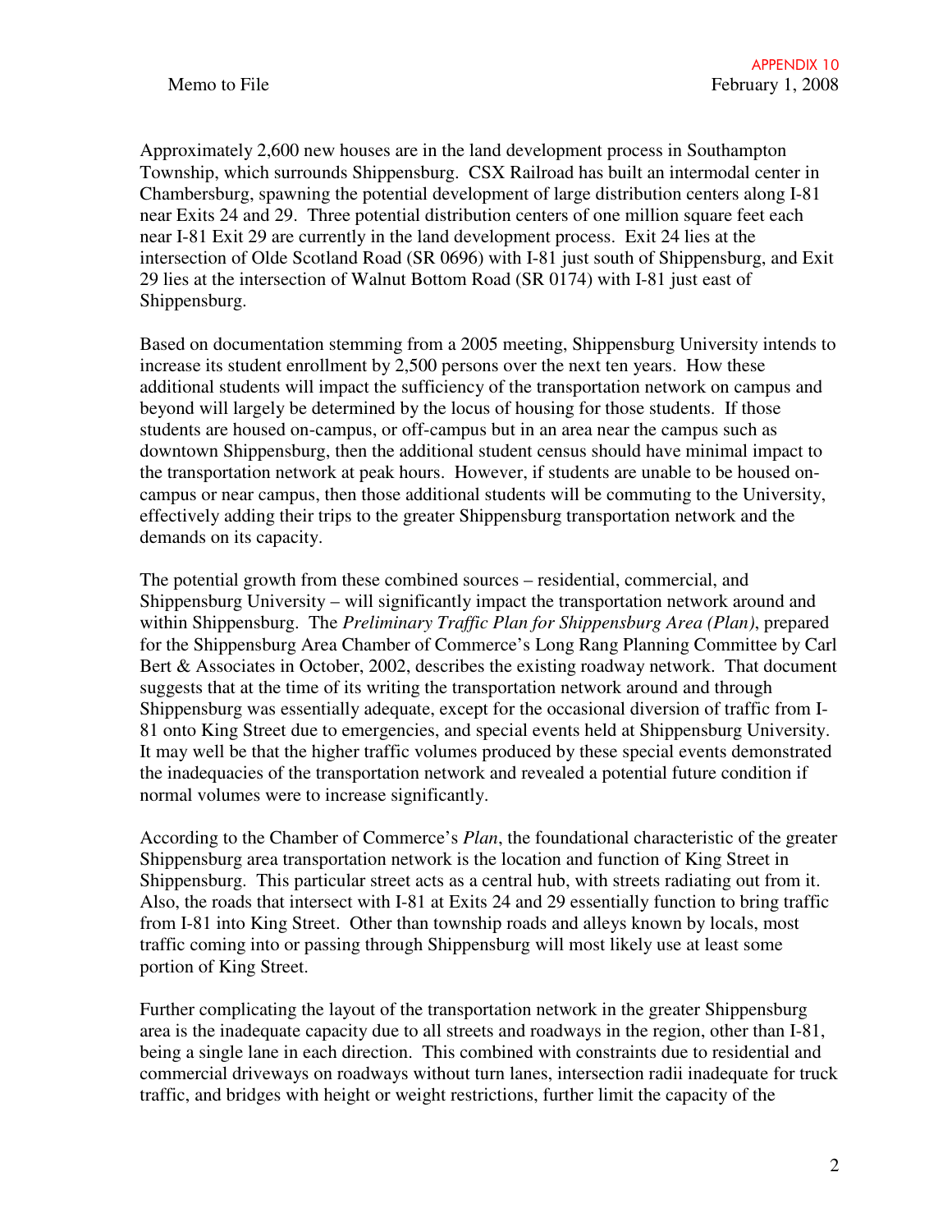Approximately 2,600 new houses are in the land development process in Southampton Township, which surrounds Shippensburg. CSX Railroad has built an intermodal center in Chambersburg, spawning the potential development of large distribution centers along I-81 near Exits 24 and 29. Three potential distribution centers of one million square feet each near I-81 Exit 29 are currently in the land development process. Exit 24 lies at the intersection of Olde Scotland Road (SR 0696) with I-81 just south of Shippensburg, and Exit 29 lies at the intersection of Walnut Bottom Road (SR 0174) with I-81 just east of Shippensburg.

Based on documentation stemming from a 2005 meeting, Shippensburg University intends to increase its student enrollment by 2,500 persons over the next ten years. How these additional students will impact the sufficiency of the transportation network on campus and beyond will largely be determined by the locus of housing for those students. If those students are housed on-campus, or off-campus but in an area near the campus such as downtown Shippensburg, then the additional student census should have minimal impact to the transportation network at peak hours. However, if students are unable to be housed on-campus or near campus, then those additional students will be commuting to the University, effectively adding their trips to the greater Shippensburg transportation network and the demands on its capacity.

The potential growth from these combined sources – residential, commercial, and Shippensburg University – will significantly impact the transportation network around and within Shippensburg. The *Preliminary Traffic Plan for Shippensburg Area (Plan)*, prepared for the Shippensburg Area Chamber of Commerce's Long Rang Planning Committee by Carl Bert & Associates in October, 2002, describes the existing roadway network. That document suggests that at the time of its writing the transportation network around and through Shippensburg was essentially adequate, except for the occasional diversion of traffic from I-81 onto King Street due to emergencies, and special events held at Shippensburg University. It may well be that the higher traffic volumes produced by these special events demonstrated the inadequacies of the transportation network and revealed a potential future condition if normal volumes were to increase significantly.

According to the Chamber of Commerce's *Plan*, the foundational characteristic of the greater Shippensburg area transportation network is the location and function of King Street in Shippensburg. This particular street acts as a central hub, with streets radiating out from it. Also, the roads that intersect with I-81 at Exits 24 and 29 essentially function to bring traffic from I-81 into King Street. Other than township roads and alleys known by locals, most traffic coming into or passing through Shippensburg will most likely use at least some portion of King Street.

Further complicating the layout of the transportation network in the greater Shippensburg area is the inadequate capacity due to all streets and roadways in the region, other than I-81, being a single lane in each direction. This combined with constraints due to residential and commercial driveways on roadways without turn lanes, intersection radii inadequate for truck traffic, and bridges with height or weight restrictions, further limit the capacity of the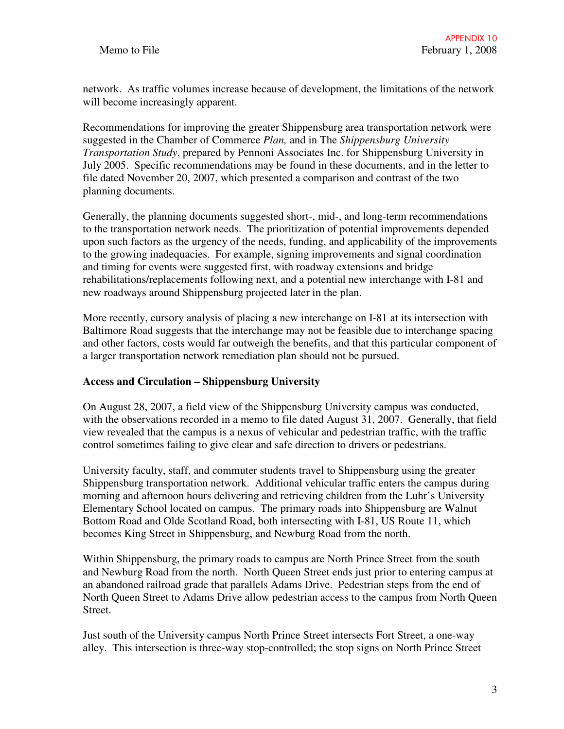network. As traffic volumes increase because of development, the limitations of the network will become increasingly apparent.

Recommendations for improving the greater Shippensburg area transportation network were suggested in the Chamber of Commerce *Plan,* and in The *Shippensburg University Transportation Study*, prepared by Pennoni Associates Inc. for Shippensburg University in July 2005. Specific recommendations may be found in these documents, and in the letter to file dated November 20, 2007, which presented a comparison and contrast of the two planning documents.

Generally, the planning documents suggested short-, mid-, and long-term recommendations to the transportation network needs. The prioritization of potential improvements depended upon such factors as the urgency of the needs, funding, and applicability of the improvements to the growing inadequacies. For example, signing improvements and signal coordination and timing for events were suggested first, with roadway extensions and bridge rehabilitations/replacements following next, and a potential new interchange with I-81 and new roadways around Shippensburg projected later in the plan.

More recently, cursory analysis of placing a new interchange on I-81 at its intersection with Baltimore Road suggests that the interchange may not be feasible due to interchange spacing and other factors, costs would far outweigh the benefits, and that this particular component of a larger transportation network remediation plan should not be pursued.

**Access and Circulation – Shippensburg University**

On August 28, 2007, a field view of the Shippensburg University campus was conducted, with the observations recorded in a memo to file dated August 31, 2007. Generally, that field view revealed that the campus is a nexus of vehicular and pedestrian traffic, with the traffic control sometimes failing to give clear and safe direction to drivers or pedestrians.

University faculty, staff, and commuter students travel to Shippensburg using the greater Shippensburg transportation network. Additional vehicular traffic enters the campus during morning and afternoon hours delivering and retrieving children from the Luhr's University Elementary School located on campus. The primary roads into Shippensburg are Walnut Bottom Road and Olde Scotland Road, both intersecting with I-81, US Route 11, which becomes King Street in Shippensburg, and Newburg Road from the north.

Within Shippensburg, the primary roads to campus are North Prince Street from the south and Newburg Road from the north. North Queen Street ends just prior to entering campus at an abandoned railroad grade that parallels Adams Drive. Pedestrian steps from the end of North Queen Street to Adams Drive allow pedestrian access to the campus from North Queen Street.

Just south of the University campus North Prince Street intersects Fort Street, a one-way alley. This intersection is three-way stop-controlled; the stop signs on North Prince Street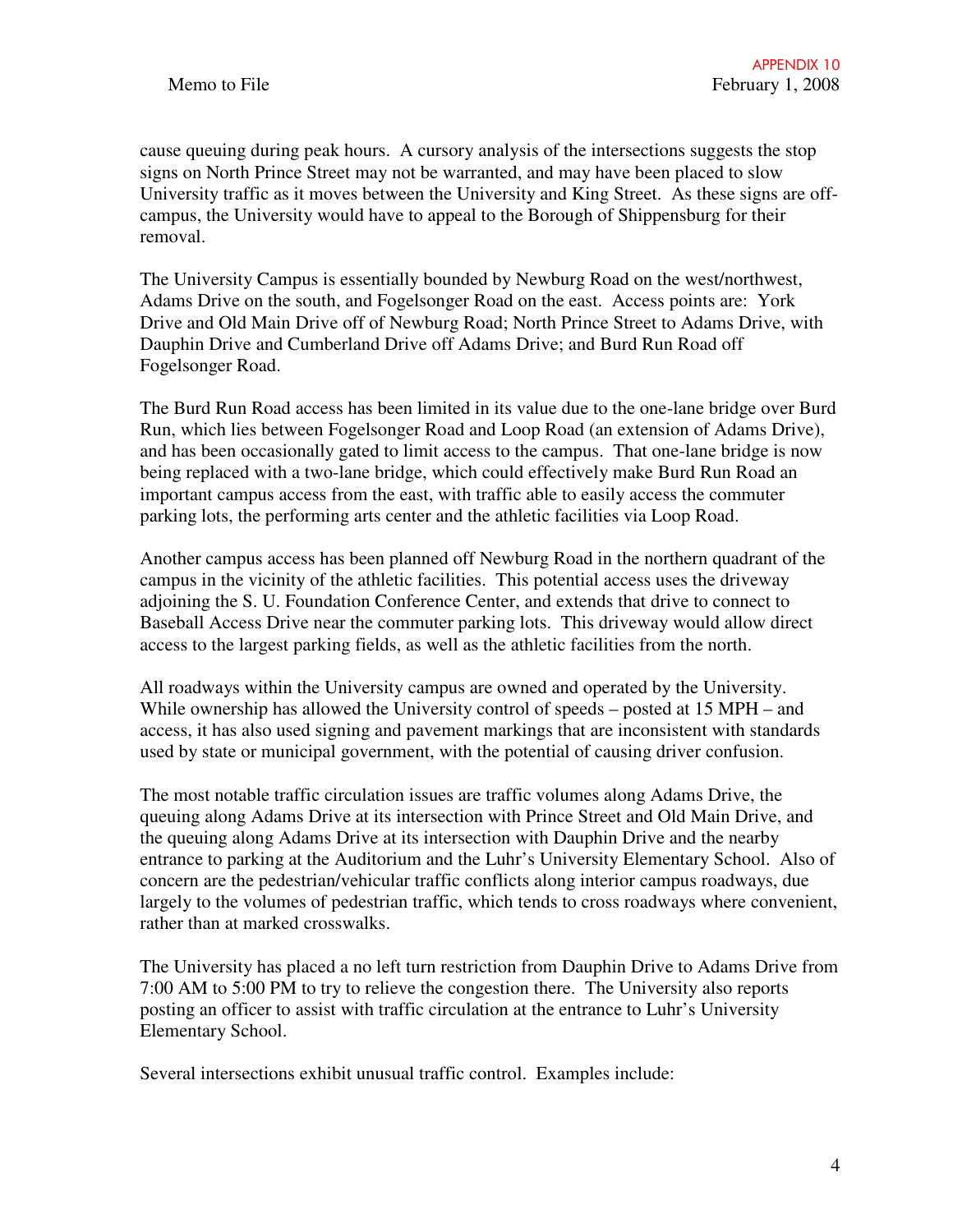cause queuing during peak hours. A cursory analysis of the intersections suggests the stop signs on North Prince Street may not be warranted, and may have been placed to slow University traffic as it moves between the University and King Street. As these signs are off-campus, the University would have to appeal to the Borough of Shippensburg for their removal.

The University Campus is essentially bounded by Newburg Road on the west/northwest, Adams Drive on the south, and Fogelsonger Road on the east. Access points are: York Drive and Old Main Drive off of Newburg Road; North Prince Street to Adams Drive, with Dauphin Drive and Cumberland Drive off Adams Drive; and Burd Run Road off Fogelsonger Road.

The Burd Run Road access has been limited in its value due to the one-lane bridge over Burd Run, which lies between Fogelsonger Road and Loop Road (an extension of Adams Drive), and has been occasionally gated to limit access to the campus. That one-lane bridge is now being replaced with a two-lane bridge, which could effectively make Burd Run Road an important campus access from the east, with traffic able to easily access the commuter parking lots, the performing arts center and the athletic facilities via Loop Road.

Another campus access has been planned off Newburg Road in the northern quadrant of the campus in the vicinity of the athletic facilities. This potential access uses the driveway adjoining the S. U. Foundation Conference Center, and extends that drive to connect to Baseball Access Drive near the commuter parking lots. This driveway would allow direct access to the largest parking fields, as well as the athletic facilities from the north.

All roadways within the University campus are owned and operated by the University. While ownership has allowed the University control of speeds – posted at 15 MPH – and access, it has also used signing and pavement markings that are inconsistent with standards used by state or municipal government, with the potential of causing driver confusion.

The most notable traffic circulation issues are traffic volumes along Adams Drive, the queuing along Adams Drive at its intersection with Prince Street and Old Main Drive, and the queuing along Adams Drive at its intersection with Dauphin Drive and the nearby entrance to parking at the Auditorium and the Luhr's University Elementary School. Also of concern are the pedestrian/vehicular traffic conflicts along interior campus roadways, due largely to the volumes of pedestrian traffic, which tends to cross roadways where convenient, rather than at marked crosswalks.

The University has placed a no left turn restriction from Dauphin Drive to Adams Drive from 7:00 AM to 5:00 PM to try to relieve the congestion there. The University also reports posting an officer to assist with traffic circulation at the entrance to Luhr's University Elementary School.

Several intersections exhibit unusual traffic control. Examples include: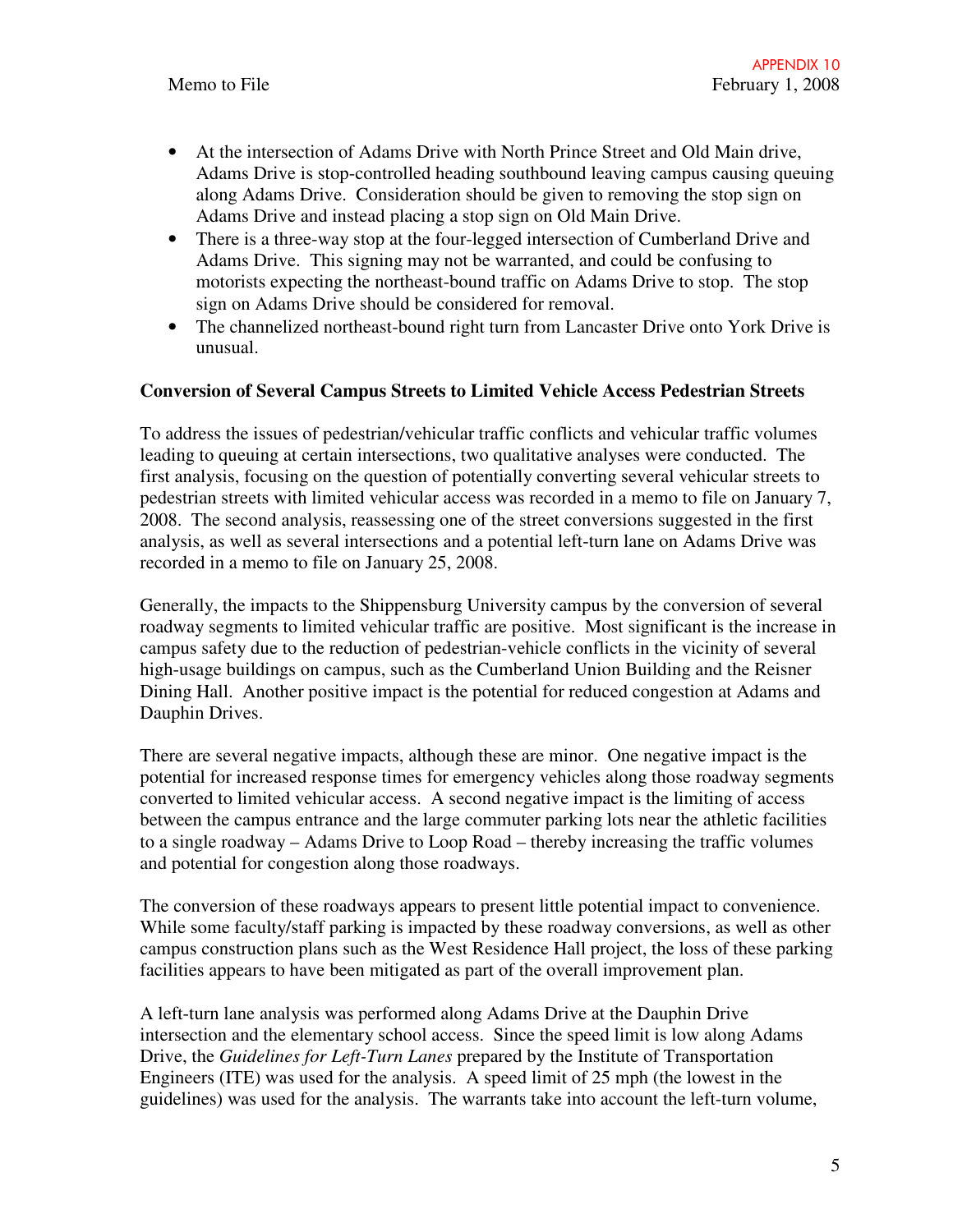- At the intersection of Adams Drive with North Prince Street and Old Main drive, Adams Drive is stop-controlled heading southbound leaving campus causing queuing along Adams Drive. Consideration should be given to removing the stop sign on Adams Drive and instead placing a stop sign on Old Main Drive.
- There is a three-way stop at the four-legged intersection of Cumberland Drive and Adams Drive. This signing may not be warranted, and could be confusing to motorists expecting the northeast-bound traffic on Adams Drive to stop. The stop sign on Adams Drive should be considered for removal.
- The channelized northeast-bound right turn from Lancaster Drive onto York Drive is unusual.

**Conversion of Several Campus Streets to Limited Vehicle Access Pedestrian Streets**

To address the issues of pedestrian/vehicular traffic conflicts and vehicular traffic volumes leading to queuing at certain intersections, two qualitative analyses were conducted. The first analysis, focusing on the question of potentially converting several vehicular streets to pedestrian streets with limited vehicular access was recorded in a memo to file on January 7, 2008. The second analysis, reassessing one of the street conversions suggested in the first analysis, as well as several intersections and a potential left-turn lane on Adams Drive was recorded in a memo to file on January 25, 2008.

Generally, the impacts to the Shippensburg University campus by the conversion of several roadway segments to limited vehicular traffic are positive. Most significant is the increase in campus safety due to the reduction of pedestrian-vehicle conflicts in the vicinity of several high-usage buildings on campus, such as the Cumberland Union Building and the Reisner Dining Hall. Another positive impact is the potential for reduced congestion at Adams and Dauphin Drives.

There are several negative impacts, although these are minor. One negative impact is the potential for increased response times for emergency vehicles along those roadway segments converted to limited vehicular access. A second negative impact is the limiting of access between the campus entrance and the large commuter parking lots near the athletic facilities to a single roadway – Adams Drive to Loop Road – thereby increasing the traffic volumes and potential for congestion along those roadways.

The conversion of these roadways appears to present little potential impact to convenience. While some faculty/staff parking is impacted by these roadway conversions, as well as other campus construction plans such as the West Residence Hall project, the loss of these parking facilities appears to have been mitigated as part of the overall improvement plan.

A left-turn lane analysis was performed along Adams Drive at the Dauphin Drive intersection and the elementary school access. Since the speed limit is low along Adams Drive, the *Guidelines for Left-Turn Lanes* prepared by the Institute of Transportation Engineers (ITE) was used for the analysis. A speed limit of 25 mph (the lowest in the guidelines) was used for the analysis. The warrants take into account the left-turn volume,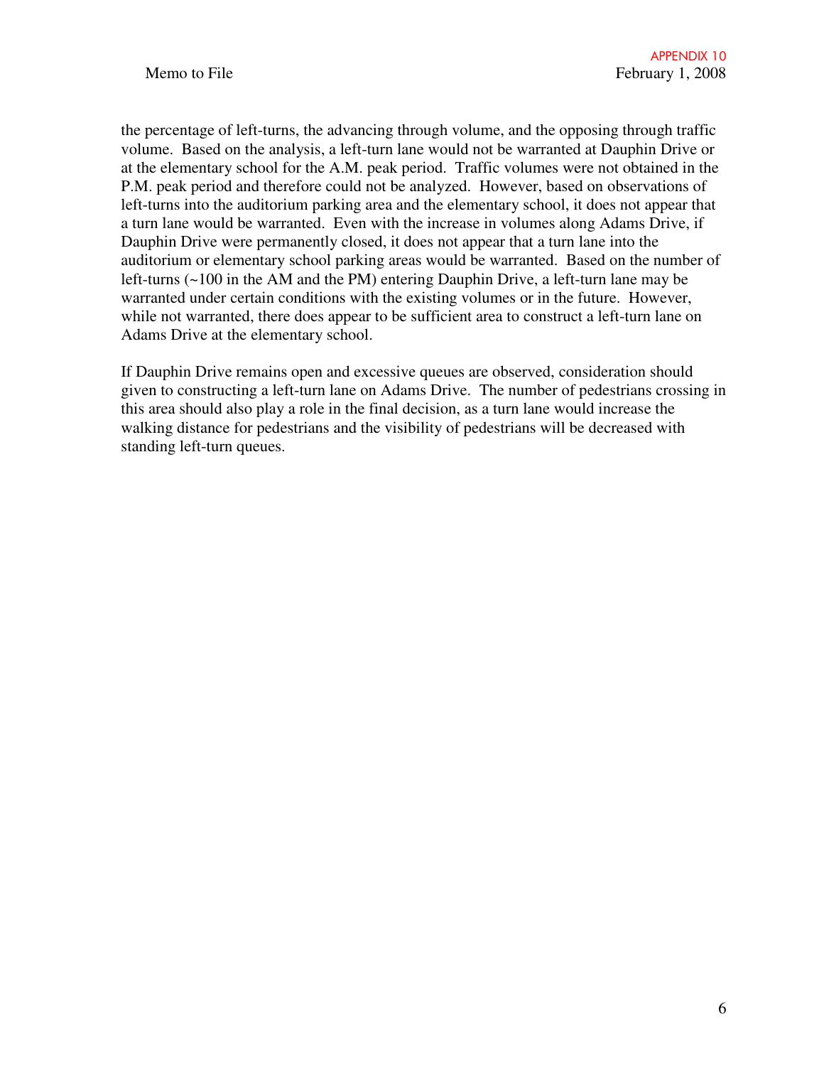the percentage of left-turns, the advancing through volume, and the opposing through traffic volume. Based on the analysis, a left-turn lane would not be warranted at Dauphin Drive or at the elementary school for the A.M. peak period. Traffic volumes were not obtained in the P.M. peak period and therefore could not be analyzed. However, based on observations of left-turns into the auditorium parking area and the elementary school, it does not appear that a turn lane would be warranted. Even with the increase in volumes along Adams Drive, if Dauphin Drive were permanently closed, it does not appear that a turn lane into the auditorium or elementary school parking areas would be warranted. Based on the number of left-turns (~100 in the AM and the PM) entering Dauphin Drive, a left-turn lane may be warranted under certain conditions with the existing volumes or in the future. However, while not warranted, there does appear to be sufficient area to construct a left-turn lane on Adams Drive at the elementary school.

If Dauphin Drive remains open and excessive queues are observed, consideration should given to constructing a left-turn lane on Adams Drive. The number of pedestrians crossing in this area should also play a role in the final decision, as a turn lane would increase the walking distance for pedestrians and the visibility of pedestrians will be decreased with standing left-turn queues.